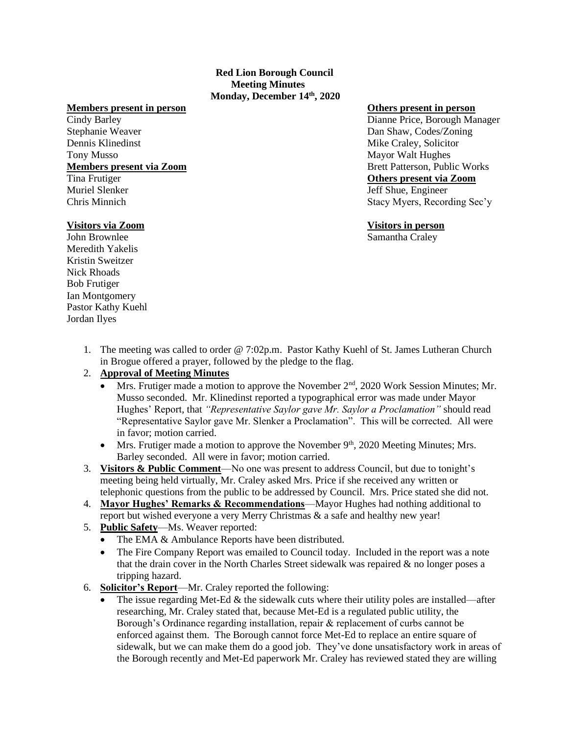**Red Lion Borough Council**
**Meeting Minutes**
**Monday, December 14th, 2020**

**Members present in person**
Cindy Barley
Stephanie Weaver
Dennis Klinedinst
Tony Musso

**Members present via Zoom**
Tina Frutiger
Muriel Slenker
Chris Minnich

**Others present in person**
Dianne Price, Borough Manager
Dan Shaw, Codes/Zoning
Mike Craley, Solicitor
Mayor Walt Hughes
Brett Patterson, Public Works

**Others present via Zoom**
Jeff Shue, Engineer
Stacy Myers, Recording Sec'y

**Visitors via Zoom**
John Brownlee
Meredith Yakelis
Kristin Sweitzer
Nick Rhoads
Bob Frutiger
Ian Montgomery
Pastor Kathy Kuehl
Jordan Ilyes

**Visitors in person**
Samantha Craley

1. The meeting was called to order @ 7:02p.m. Pastor Kathy Kuehl of St. James Lutheran Church in Brogue offered a prayer, followed by the pledge to the flag.
2. **Approval of Meeting Minutes**
   - Mrs. Frutiger made a motion to approve the November 2nd, 2020 Work Session Minutes; Mr. Musso seconded. Mr. Klinedinst reported a typographical error was made under Mayor Hughes' Report, that *"Representative Saylor gave Mr. Saylor a Proclamation"* should read "Representative Saylor gave Mr. Slenker a Proclamation". This will be corrected. All were in favor; motion carried.
   - Mrs. Frutiger made a motion to approve the November 9th, 2020 Meeting Minutes; Mrs. Barley seconded. All were in favor; motion carried.
3. **Visitors & Public Comment**—No one was present to address Council, but due to tonight's meeting being held virtually, Mr. Craley asked Mrs. Price if she received any written or telephonic questions from the public to be addressed by Council. Mrs. Price stated she did not.
4. **Mayor Hughes' Remarks & Recommendations**—Mayor Hughes had nothing additional to report but wished everyone a very Merry Christmas & a safe and healthy new year!
5. **Public Safety**—Ms. Weaver reported:
   - The EMA & Ambulance Reports have been distributed.
   - The Fire Company Report was emailed to Council today. Included in the report was a note that the drain cover in the North Charles Street sidewalk was repaired & no longer poses a tripping hazard.
6. **Solicitor's Report**—Mr. Craley reported the following:
   - The issue regarding Met-Ed & the sidewalk cuts where their utility poles are installed—after researching, Mr. Craley stated that, because Met-Ed is a regulated public utility, the Borough's Ordinance regarding installation, repair & replacement of curbs cannot be enforced against them. The Borough cannot force Met-Ed to replace an entire square of sidewalk, but we can make them do a good job. They've done unsatisfactory work in areas of the Borough recently and Met-Ed paperwork Mr. Craley has reviewed stated they are willing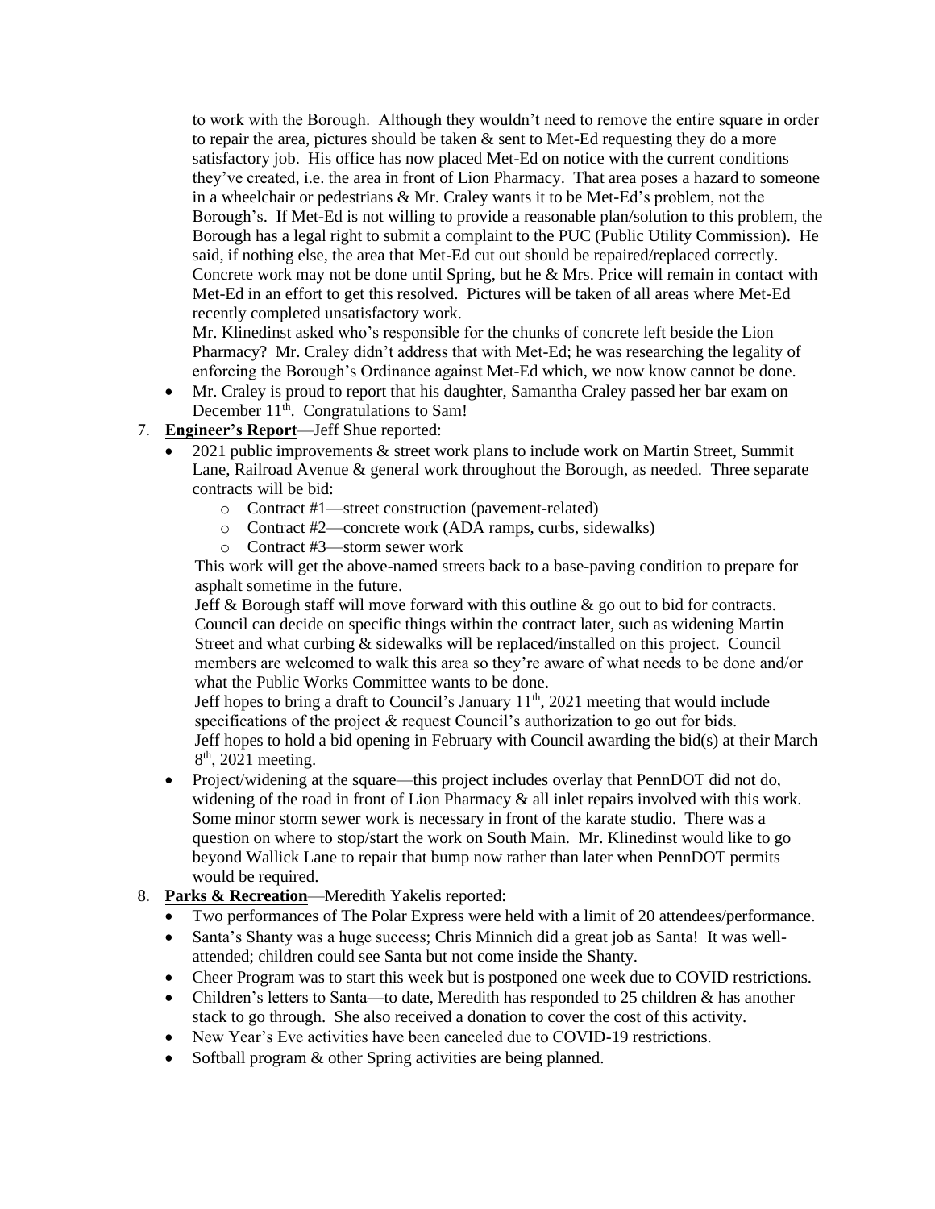to work with the Borough. Although they wouldn't need to remove the entire square in order to repair the area, pictures should be taken & sent to Met-Ed requesting they do a more satisfactory job. His office has now placed Met-Ed on notice with the current conditions they've created, i.e. the area in front of Lion Pharmacy. That area poses a hazard to someone in a wheelchair or pedestrians & Mr. Craley wants it to be Met-Ed's problem, not the Borough's. If Met-Ed is not willing to provide a reasonable plan/solution to this problem, the Borough has a legal right to submit a complaint to the PUC (Public Utility Commission). He said, if nothing else, the area that Met-Ed cut out should be repaired/replaced correctly. Concrete work may not be done until Spring, but he & Mrs. Price will remain in contact with Met-Ed in an effort to get this resolved. Pictures will be taken of all areas where Met-Ed recently completed unsatisfactory work.

Mr. Klinedinst asked who's responsible for the chunks of concrete left beside the Lion Pharmacy? Mr. Craley didn't address that with Met-Ed; he was researching the legality of enforcing the Borough's Ordinance against Met-Ed which, we now know cannot be done.

- Mr. Craley is proud to report that his daughter, Samantha Craley passed her bar exam on December 11th. Congratulations to Sam!

7. **Engineer's Report**—Jeff Shue reported:
   - 2021 public improvements & street work plans to include work on Martin Street, Summit Lane, Railroad Avenue & general work throughout the Borough, as needed. Three separate contracts will be bid:
     - Contract #1—street construction (pavement-related)
     - Contract #2—concrete work (ADA ramps, curbs, sidewalks)
     - Contract #3—storm sewer work

     This work will get the above-named streets back to a base-paving condition to prepare for asphalt sometime in the future.

     Jeff & Borough staff will move forward with this outline & go out to bid for contracts. Council can decide on specific things within the contract later, such as widening Martin Street and what curbing & sidewalks will be replaced/installed on this project. Council members are welcomed to walk this area so they're aware of what needs to be done and/or what the Public Works Committee wants to be done.

     Jeff hopes to bring a draft to Council's January 11th, 2021 meeting that would include specifications of the project & request Council's authorization to go out for bids.

     Jeff hopes to hold a bid opening in February with Council awarding the bid(s) at their March 8th, 2021 meeting.
   - Project/widening at the square—this project includes overlay that PennDOT did not do, widening of the road in front of Lion Pharmacy & all inlet repairs involved with this work. Some minor storm sewer work is necessary in front of the karate studio. There was a question on where to stop/start the work on South Main. Mr. Klinedinst would like to go beyond Wallick Lane to repair that bump now rather than later when PennDOT permits would be required.

8. **Parks & Recreation**—Meredith Yakelis reported:
   - Two performances of The Polar Express were held with a limit of 20 attendees/performance.
   - Santa's Shanty was a huge success; Chris Minnich did a great job as Santa! It was well-attended; children could see Santa but not come inside the Shanty.
   - Cheer Program was to start this week but is postponed one week due to COVID restrictions.
   - Children's letters to Santa—to date, Meredith has responded to 25 children & has another stack to go through. She also received a donation to cover the cost of this activity.
   - New Year's Eve activities have been canceled due to COVID-19 restrictions.
   - Softball program & other Spring activities are being planned.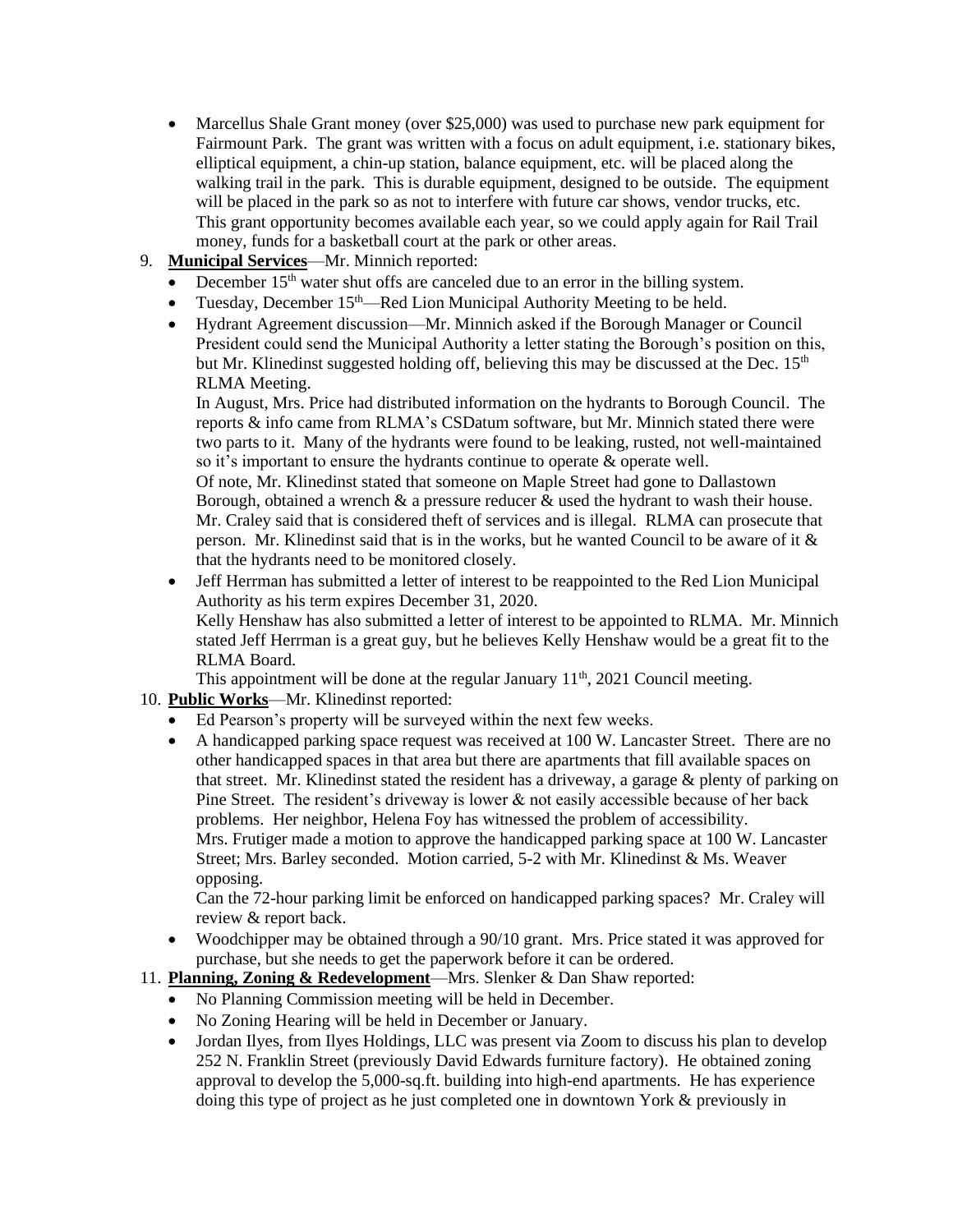- Marcellus Shale Grant money (over $25,000) was used to purchase new park equipment for Fairmount Park. The grant was written with a focus on adult equipment, i.e. stationary bikes, elliptical equipment, a chin-up station, balance equipment, etc. will be placed along the walking trail in the park. This is durable equipment, designed to be outside. The equipment will be placed in the park so as not to interfere with future car shows, vendor trucks, etc. This grant opportunity becomes available each year, so we could apply again for Rail Trail money, funds for a basketball court at the park or other areas.

9. **Municipal Services**—Mr. Minnich reported:
   - December 15th water shut offs are canceled due to an error in the billing system.
   - Tuesday, December 15th—Red Lion Municipal Authority Meeting to be held.
   - Hydrant Agreement discussion—Mr. Minnich asked if the Borough Manager or Council President could send the Municipal Authority a letter stating the Borough's position on this, but Mr. Klinedinst suggested holding off, believing this may be discussed at the Dec. 15th RLMA Meeting.

     In August, Mrs. Price had distributed information on the hydrants to Borough Council. The reports & info came from RLMA's CSDatum software, but Mr. Minnich stated there were two parts to it. Many of the hydrants were found to be leaking, rusted, not well-maintained so it's important to ensure the hydrants continue to operate & operate well.

     Of note, Mr. Klinedinst stated that someone on Maple Street had gone to Dallastown Borough, obtained a wrench & a pressure reducer & used the hydrant to wash their house. Mr. Craley said that is considered theft of services and is illegal. RLMA can prosecute that person. Mr. Klinedinst said that is in the works, but he wanted Council to be aware of it & that the hydrants need to be monitored closely.
   - Jeff Herrman has submitted a letter of interest to be reappointed to the Red Lion Municipal Authority as his term expires December 31, 2020.

     Kelly Henshaw has also submitted a letter of interest to be appointed to RLMA. Mr. Minnich stated Jeff Herrman is a great guy, but he believes Kelly Henshaw would be a great fit to the RLMA Board.

     This appointment will be done at the regular January 11th, 2021 Council meeting.

10. **Public Works**—Mr. Klinedinst reported:
    - Ed Pearson's property will be surveyed within the next few weeks.
    - A handicapped parking space request was received at 100 W. Lancaster Street. There are no other handicapped spaces in that area but there are apartments that fill available spaces on that street. Mr. Klinedinst stated the resident has a driveway, a garage & plenty of parking on Pine Street. The resident's driveway is lower & not easily accessible because of her back problems. Her neighbor, Helena Foy has witnessed the problem of accessibility.

      Mrs. Frutiger made a motion to approve the handicapped parking space at 100 W. Lancaster Street; Mrs. Barley seconded. Motion carried, 5-2 with Mr. Klinedinst & Ms. Weaver opposing.

      Can the 72-hour parking limit be enforced on handicapped parking spaces? Mr. Craley will review & report back.
    - Woodchipper may be obtained through a 90/10 grant. Mrs. Price stated it was approved for purchase, but she needs to get the paperwork before it can be ordered.

11. **Planning, Zoning & Redevelopment**—Mrs. Slenker & Dan Shaw reported:
    - No Planning Commission meeting will be held in December.
    - No Zoning Hearing will be held in December or January.
    - Jordan Ilyes, from Ilyes Holdings, LLC was present via Zoom to discuss his plan to develop 252 N. Franklin Street (previously David Edwards furniture factory). He obtained zoning approval to develop the 5,000-sq.ft. building into high-end apartments. He has experience doing this type of project as he just completed one in downtown York & previously in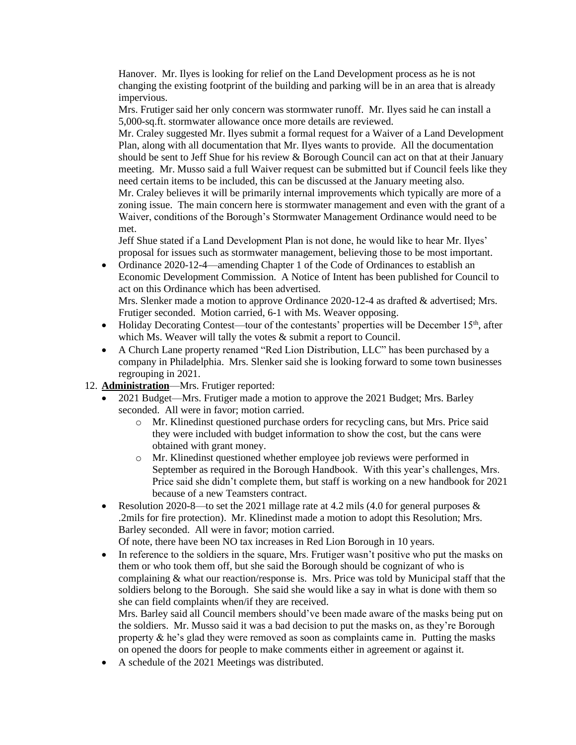Hanover. Mr. Ilyes is looking for relief on the Land Development process as he is not changing the existing footprint of the building and parking will be in an area that is already impervious.

Mrs. Frutiger said her only concern was stormwater runoff. Mr. Ilyes said he can install a 5,000-sq.ft. stormwater allowance once more details are reviewed.

Mr. Craley suggested Mr. Ilyes submit a formal request for a Waiver of a Land Development Plan, along with all documentation that Mr. Ilyes wants to provide. All the documentation should be sent to Jeff Shue for his review & Borough Council can act on that at their January meeting. Mr. Musso said a full Waiver request can be submitted but if Council feels like they need certain items to be included, this can be discussed at the January meeting also.

Mr. Craley believes it will be primarily internal improvements which typically are more of a zoning issue. The main concern here is stormwater management and even with the grant of a Waiver, conditions of the Borough's Stormwater Management Ordinance would need to be met.

Jeff Shue stated if a Land Development Plan is not done, he would like to hear Mr. Ilyes' proposal for issues such as stormwater management, believing those to be most important.

- Ordinance 2020-12-4—amending Chapter 1 of the Code of Ordinances to establish an Economic Development Commission. A Notice of Intent has been published for Council to act on this Ordinance which has been advertised.
  Mrs. Slenker made a motion to approve Ordinance 2020-12-4 as drafted & advertised; Mrs. Frutiger seconded. Motion carried, 6-1 with Ms. Weaver opposing.
- Holiday Decorating Contest—tour of the contestants' properties will be December 15th, after which Ms. Weaver will tally the votes & submit a report to Council.
- A Church Lane property renamed "Red Lion Distribution, LLC" has been purchased by a company in Philadelphia. Mrs. Slenker said she is looking forward to some town businesses regrouping in 2021.

12. **Administration**—Mrs. Frutiger reported:
    - 2021 Budget—Mrs. Frutiger made a motion to approve the 2021 Budget; Mrs. Barley seconded. All were in favor; motion carried.
        - Mr. Klinedinst questioned purchase orders for recycling cans, but Mrs. Price said they were included with budget information to show the cost, but the cans were obtained with grant money.
        - Mr. Klinedinst questioned whether employee job reviews were performed in September as required in the Borough Handbook. With this year's challenges, Mrs. Price said she didn't complete them, but staff is working on a new handbook for 2021 because of a new Teamsters contract.
    - Resolution 2020-8—to set the 2021 millage rate at 4.2 mils (4.0 for general purposes & .2mils for fire protection). Mr. Klinedinst made a motion to adopt this Resolution; Mrs. Barley seconded. All were in favor; motion carried.
      Of note, there have been NO tax increases in Red Lion Borough in 10 years.
    - In reference to the soldiers in the square, Mrs. Frutiger wasn't positive who put the masks on them or who took them off, but she said the Borough should be cognizant of who is complaining & what our reaction/response is. Mrs. Price was told by Municipal staff that the soldiers belong to the Borough. She said she would like a say in what is done with them so she can field complaints when/if they are received.
      Mrs. Barley said all Council members should've been made aware of the masks being put on the soldiers. Mr. Musso said it was a bad decision to put the masks on, as they're Borough property & he's glad they were removed as soon as complaints came in. Putting the masks on opened the doors for people to make comments either in agreement or against it.
    - A schedule of the 2021 Meetings was distributed.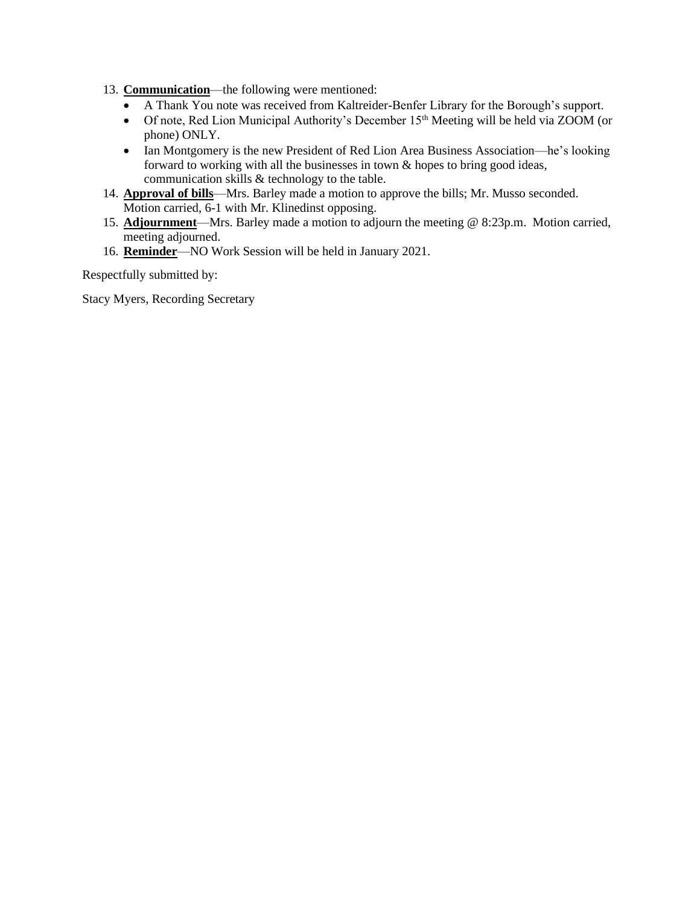13. **Communication**—the following were mentioned:
    - A Thank You note was received from Kaltreider-Benfer Library for the Borough's support.
    - Of note, Red Lion Municipal Authority's December 15th Meeting will be held via ZOOM (or phone) ONLY.
    - Ian Montgomery is the new President of Red Lion Area Business Association—he's looking forward to working with all the businesses in town & hopes to bring good ideas, communication skills & technology to the table.
14. **Approval of bills**—Mrs. Barley made a motion to approve the bills; Mr. Musso seconded. Motion carried, 6-1 with Mr. Klinedinst opposing.
15. **Adjournment**—Mrs. Barley made a motion to adjourn the meeting @ 8:23p.m. Motion carried, meeting adjourned.
16. **Reminder**—NO Work Session will be held in January 2021.

Respectfully submitted by:

Stacy Myers, Recording Secretary